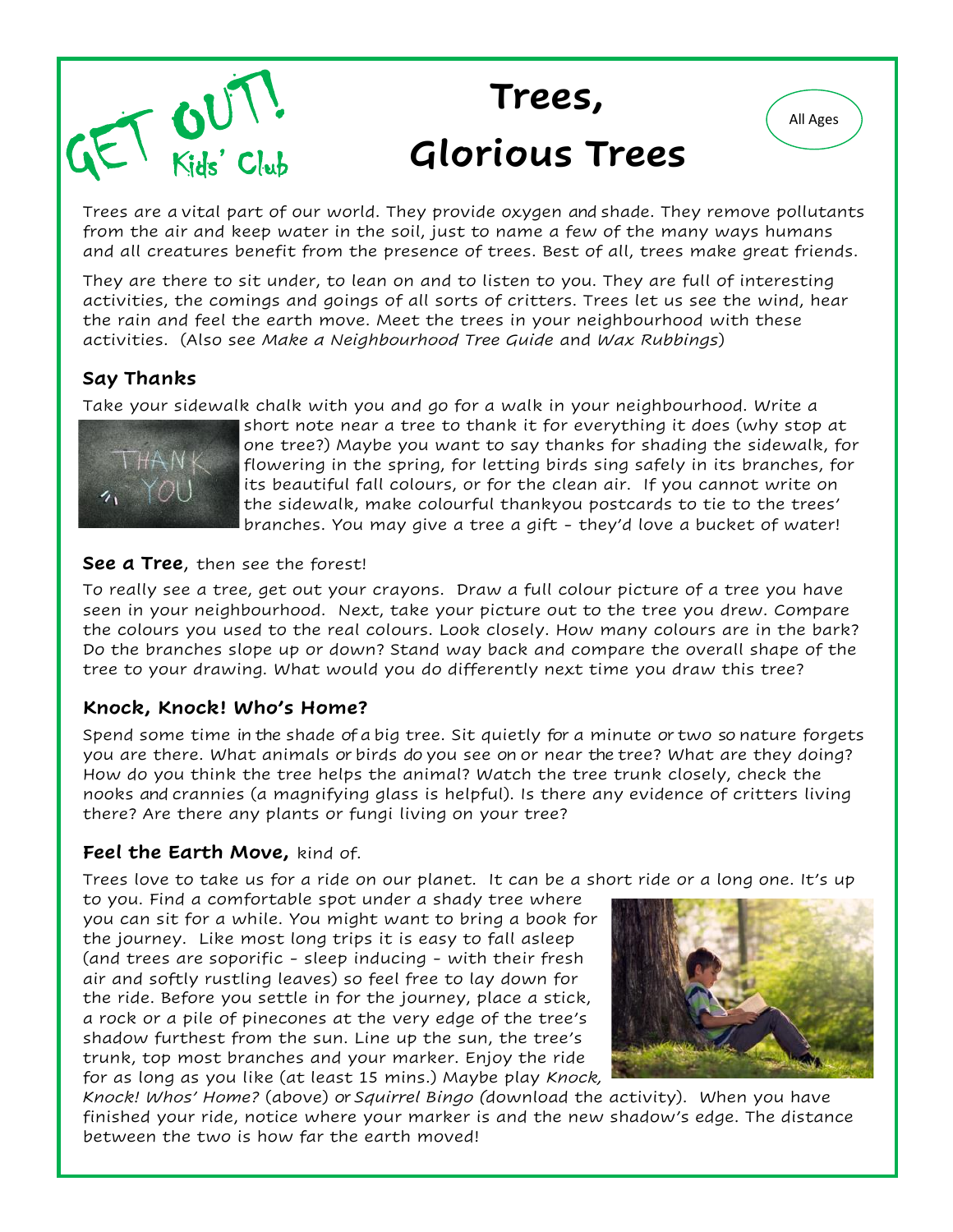GET OUT! Kids' Club

# Trees, Glorious Trees

All Ages

Trees are a vital part of our world. They provide oxygen and shade. They remove pollutants from the air and keep water in the soil, just to name a few of the many ways humans and all creatures benefit from the presence of trees. Best of all, trees make great friends.

They are there to sit under, to lean on and to listen to you. They are full of interesting activities, the comings and goings of all sorts of critters. Trees let us see the wind, hear the rain and feel the earth move. Meet the trees in your neighbourhood with these activities. (Also see *Make a Neighbourhood Tree Guide* and *Wax Rubbings*)

## Say Thanks

Take your sidewalk chalk with you and go for a walk in your neighbourhood. Write a short note near a tree to thank it for everything it does (why stop at one tree?) Maybe you want to say thanks for shading the sidewalk, for flowering in the spring, for letting birds sing safely in its branches, for its beautiful fall colours, or for the clean air. If you cannot write on the sidewalk, make colourful thankyou postcards to tie to the trees' branches. You may give a tree a gift - they'd love a bucket of water!

## **See a Tree**, then see the forest!

To really see a tree, get out your crayons. Draw a full colour picture of a tree you have seen in your neighbourhood. Next, take your picture out to the tree you drew. Compare the colours you used to the real colours. Look closely. How many colours are in the bark? Do the branches slope up or down? Stand way back and compare the overall shape of the tree to your drawing. What would you do differently next time you draw this tree?

## Knock, Knock! Who's Home?

Spend some time in the shade of a big tree. Sit quietly for a minute or two so nature forgets you are there. What animals or birds do you see on or near the tree? What are they doing? How do you think the tree helps the animal? Watch the tree trunk closely, check the nooks and crannies (a magnifying glass is helpful). Is there any evidence of critters living there? Are there any plants or fungi living on your tree?

## **Feel the Earth Move,** kind of.

Trees love to take us for a ride on our planet. It can be a short ride or a long one. It's up to you. Find a comfortable spot under a shady tree where you can sit for a while. You might want to bring a book for the journey. Like most long trips it is easy to fall asleep (and trees are soporific - sleep inducing - with their fresh air and softly rustling leaves) so feel free to lay down for the ride. Before you settle in for the journey, place a stick, a rock or a pile of pinecones at the very edge of the tree's shadow furthest from the sun. Line up the sun, the tree's trunk, top most branches and your marker. Enjoy the ride for as long as you like (at least 15 mins.) Maybe play *Knock, Knock! Whos' Home?* (above) or *Squirrel Bingo* (download the activity). When you have finished your ride, notice where your marker is and the new shadow's edge. The distance between the two is how far the earth moved!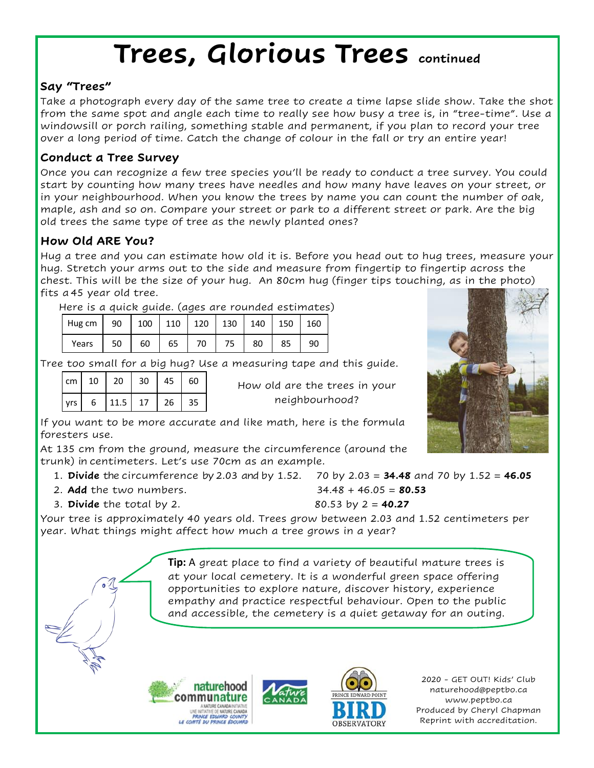# Trees, Glorious Trees continued

### Say "Trees"

Take a photograph every day of the same tree to create a time lapse slide show. Take the shot from the same spot and angle each time to really see how busy a tree is, in "tree-time". Use a windowsill or porch railing, something stable and permanent, if you plan to record your tree over a long period of time. Catch the change of colour in the fall or try an entire year!

### Conduct a Tree Survey

Once you can recognize a few tree species you'll be ready to conduct a tree survey. You could start by counting how many trees have needles and how many have leaves on your street, or in your neighbourhood. When you know the trees by name you can count the number of oak, maple, ash and so on. Compare your street or park to a different street or park. Are the big old trees the same type of tree as the newly planted ones?

### How Old ARE You?

Hug a tree and you can estimate how old it is. Before you head out to hug trees, measure your hug. Stretch your arms out to the side and measure from fingertip to fingertip across the chest. This will be the size of your hug. An 80cm hug (finger tips touching, as in the photo) fits a 45 year old tree.

Here is a quick guide. (ages are rounded estimates)

| Hug cm | 90 | 100 | 110 | 120 | 130 | 140 | 150 | 160 |
|---|---|---|---|---|---|---|---|---|
| Years | 50 | 60 | 65 | 70 | 75 | 80 | 85 | 90 |

Tree too small for a big hug? Use a measuring tape and this guide.

| cm | 10 | 20 | 30 | 45 | 60 |
|---|---|---|---|---|---|
| yrs | 6 | 11.5 | 17 | 26 | 35 |

How old are the trees in your neighbourhood?

If you want to be more accurate and like math, here is the formula foresters use.

At 135 cm from the ground, measure the circumference (around the trunk) in centimeters. Let's use 70cm as an example.

1. **Divide** the circumference by 2.03 and by 1.52. 70 by 2.03 = **34.48** and 70 by 1.52 = **46.05**
2. **Add** the two numbers. 34.48 + 46.05 = **80.53**
3. **Divide** the total by 2. 80.53 by 2 = **40.27**

Your tree is approximately 40 years old. Trees grow between 2.03 and 1.52 centimeters per year. What things might affect how much a tree grows in a year?

**Tip:** A great place to find a variety of beautiful mature trees is at your local cemetery. It is a wonderful green space offering opportunities to explore nature, discover history, experience empathy and practice respectful behaviour. Open to the public and accessible, the cemetery is a quiet getaway for an outing.

naturehood communature – A Nature Canada Initiative / Une initiative de Nature Canada – Prince Edward County / Le Comté du Prince Édouard

Nature Canada

Prince Edward Point Bird Observatory

2020 - GET OUT! Kids' Club
naturehood@peptbo.ca
www.peptbo.ca
Produced by Cheryl Chapman
Reprint with accreditation.